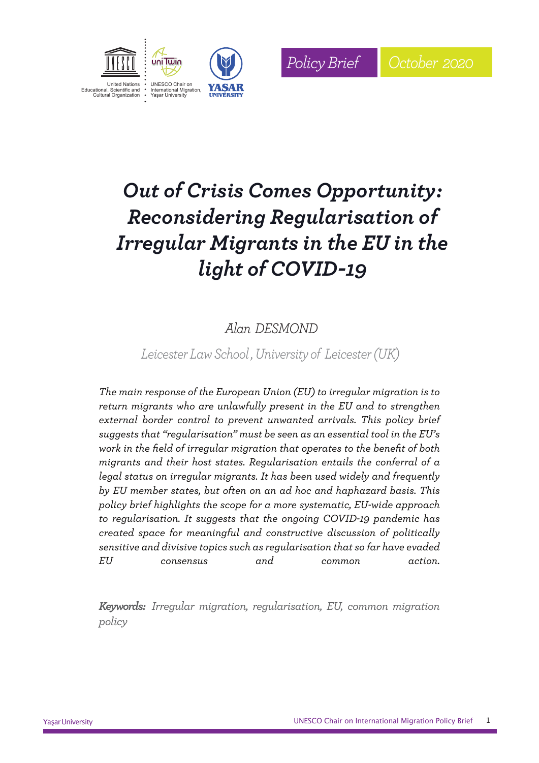Policy Brief | October 2020

# *Out of Crisis Comes Opportunity: Reconsidering Regularisation of Irregular Migrants in the EU in the light of COVID-19*

*Alan DESMOND*

*Leicester Law School, University of Leicester (UK)*

*The main response of the European Union (EU) to irregular migration is to return migrants who are unlawfully present in the EU and to strengthen external border control to prevent unwanted arrivals. This policy brief suggests that "regularisation" must be seen as an essential tool in the EU's work in the field of irregular migration that operates to the benefit of both migrants and their host states. Regularisation entails the conferral of a legal status on irregular migrants. It has been used widely and frequently by EU member states, but often on an ad hoc and haphazard basis. This policy brief highlights the scope for a more systematic, EU-wide approach to regularisation. It suggests that the ongoing COVID-19 pandemic has created space for meaningful and constructive discussion of politically sensitive and divisive topics such as regularisation that so far have evaded EU consensus and common action.*

***Keywords:*** *Irregular migration, regularisation, EU, common migration policy*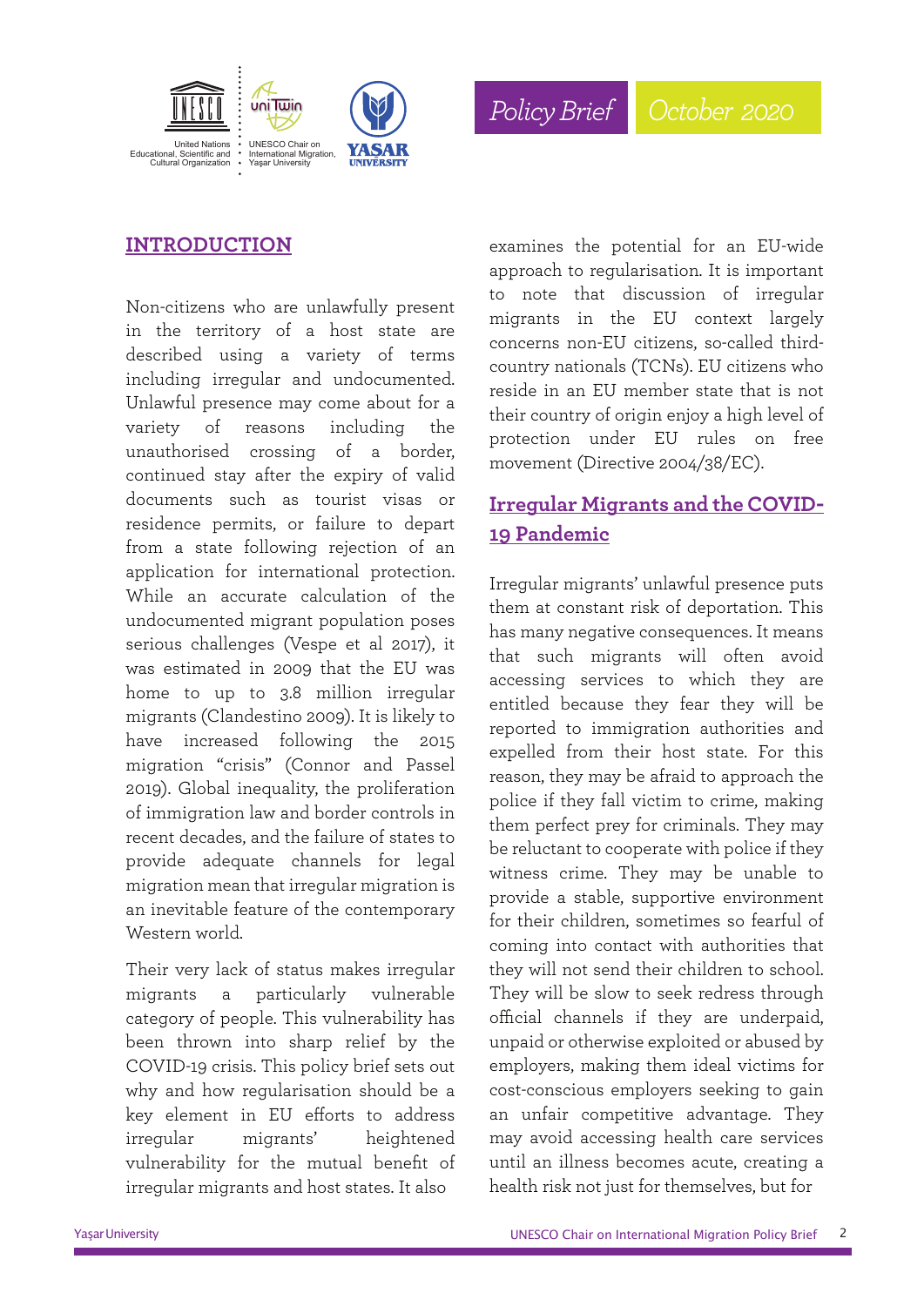## INTRODUCTION

Non-citizens who are unlawfully present in the territory of a host state are described using a variety of terms including irregular and undocumented. Unlawful presence may come about for a variety of reasons including the unauthorised crossing of a border, continued stay after the expiry of valid documents such as tourist visas or residence permits, or failure to depart from a state following rejection of an application for international protection. While an accurate calculation of the undocumented migrant population poses serious challenges (Vespe et al 2017), it was estimated in 2009 that the EU was home to up to 3.8 million irregular migrants (Clandestino 2009). It is likely to have increased following the 2015 migration "crisis" (Connor and Passel 2019). Global inequality, the proliferation of immigration law and border controls in recent decades, and the failure of states to provide adequate channels for legal migration mean that irregular migration is an inevitable feature of the contemporary Western world.

Their very lack of status makes irregular migrants a particularly vulnerable category of people. This vulnerability has been thrown into sharp relief by the COVID-19 crisis. This policy brief sets out why and how regularisation should be a key element in EU efforts to address irregular migrants' heightened vulnerability for the mutual benefit of irregular migrants and host states. It also examines the potential for an EU-wide approach to regularisation. It is important to note that discussion of irregular migrants in the EU context largely concerns non-EU citizens, so-called third-country nationals (TCNs). EU citizens who reside in an EU member state that is not their country of origin enjoy a high level of protection under EU rules on free movement (Directive 2004/38/EC).

### Irregular Migrants and the COVID-19 Pandemic

Irregular migrants' unlawful presence puts them at constant risk of deportation. This has many negative consequences. It means that such migrants will often avoid accessing services to which they are entitled because they fear they will be reported to immigration authorities and expelled from their host state. For this reason, they may be afraid to approach the police if they fall victim to crime, making them perfect prey for criminals. They may be reluctant to cooperate with police if they witness crime. They may be unable to provide a stable, supportive environment for their children, sometimes so fearful of coming into contact with authorities that they will not send their children to school. They will be slow to seek redress through official channels if they are underpaid, unpaid or otherwise exploited or abused by employers, making them ideal victims for cost-conscious employers seeking to gain an unfair competitive advantage. They may avoid accessing health care services until an illness becomes acute, creating a health risk not just for themselves, but for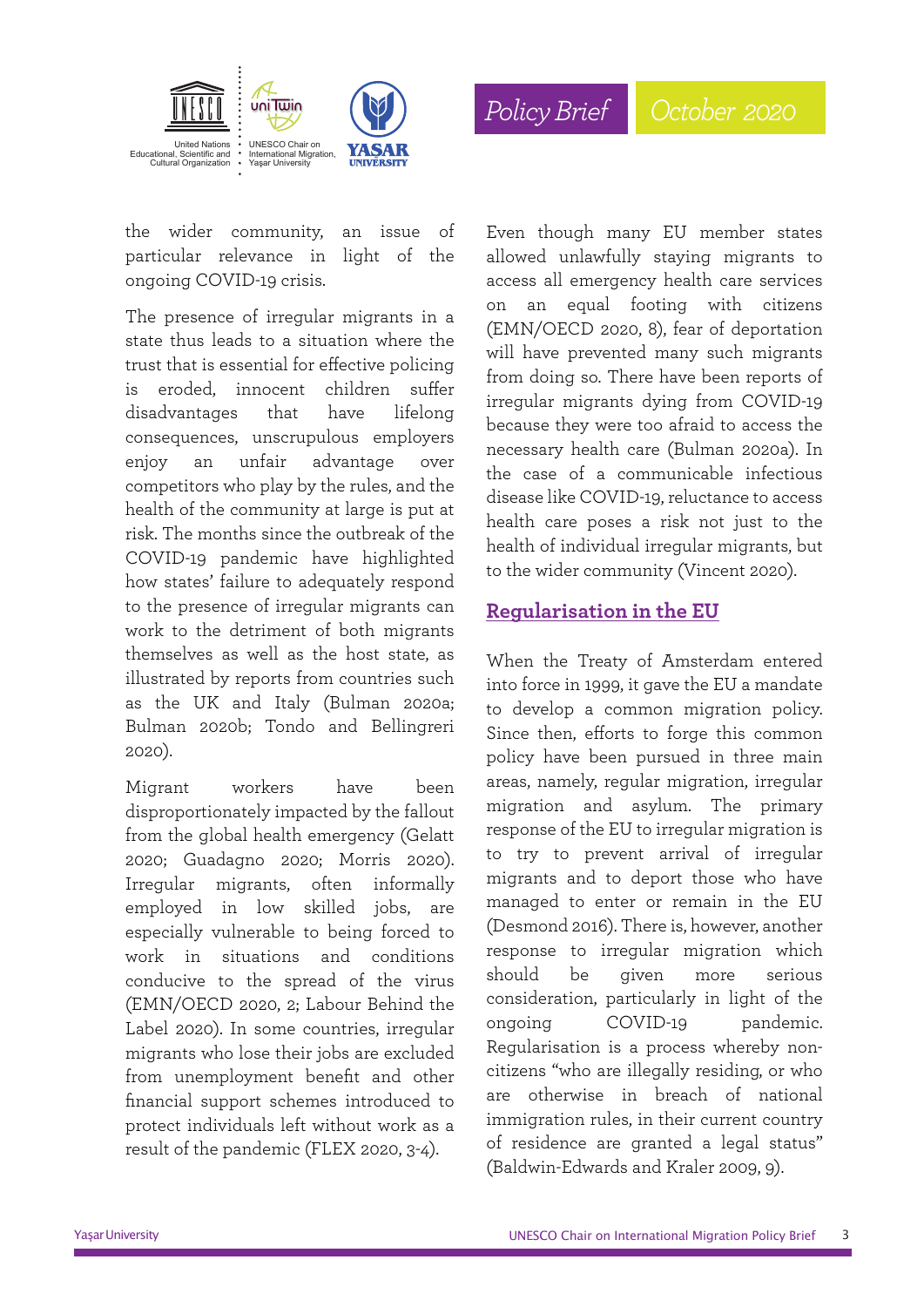the wider community, an issue of particular relevance in light of the ongoing COVID-19 crisis.

The presence of irregular migrants in a state thus leads to a situation where the trust that is essential for effective policing is eroded, innocent children suffer disadvantages that have lifelong consequences, unscrupulous employers enjoy an unfair advantage over competitors who play by the rules, and the health of the community at large is put at risk. The months since the outbreak of the COVID-19 pandemic have highlighted how states' failure to adequately respond to the presence of irregular migrants can work to the detriment of both migrants themselves as well as the host state, as illustrated by reports from countries such as the UK and Italy (Bulman 2020a; Bulman 2020b; Tondo and Bellingreri 2020).

Migrant workers have been disproportionately impacted by the fallout from the global health emergency (Gelatt 2020; Guadagno 2020; Morris 2020). Irregular migrants, often informally employed in low skilled jobs, are especially vulnerable to being forced to work in situations and conditions conducive to the spread of the virus (EMN/OECD 2020, 2; Labour Behind the Label 2020). In some countries, irregular migrants who lose their jobs are excluded from unemployment benefit and other financial support schemes introduced to protect individuals left without work as a result of the pandemic (FLEX 2020, 3-4).

Even though many EU member states allowed unlawfully staying migrants to access all emergency health care services on an equal footing with citizens (EMN/OECD 2020, 8), fear of deportation will have prevented many such migrants from doing so. There have been reports of irregular migrants dying from COVID-19 because they were too afraid to access the necessary health care (Bulman 2020a). In the case of a communicable infectious disease like COVID-19, reluctance to access health care poses a risk not just to the health of individual irregular migrants, but to the wider community (Vincent 2020).

## Regularisation in the EU

When the Treaty of Amsterdam entered into force in 1999, it gave the EU a mandate to develop a common migration policy. Since then, efforts to forge this common policy have been pursued in three main areas, namely, regular migration, irregular migration and asylum. The primary response of the EU to irregular migration is to try to prevent arrival of irregular migrants and to deport those who have managed to enter or remain in the EU (Desmond 2016). There is, however, another response to irregular migration which should be given more serious consideration, particularly in light of the ongoing COVID-19 pandemic. Regularisation is a process whereby non-citizens "who are illegally residing, or who are otherwise in breach of national immigration rules, in their current country of residence are granted a legal status" (Baldwin-Edwards and Kraler 2009, 9).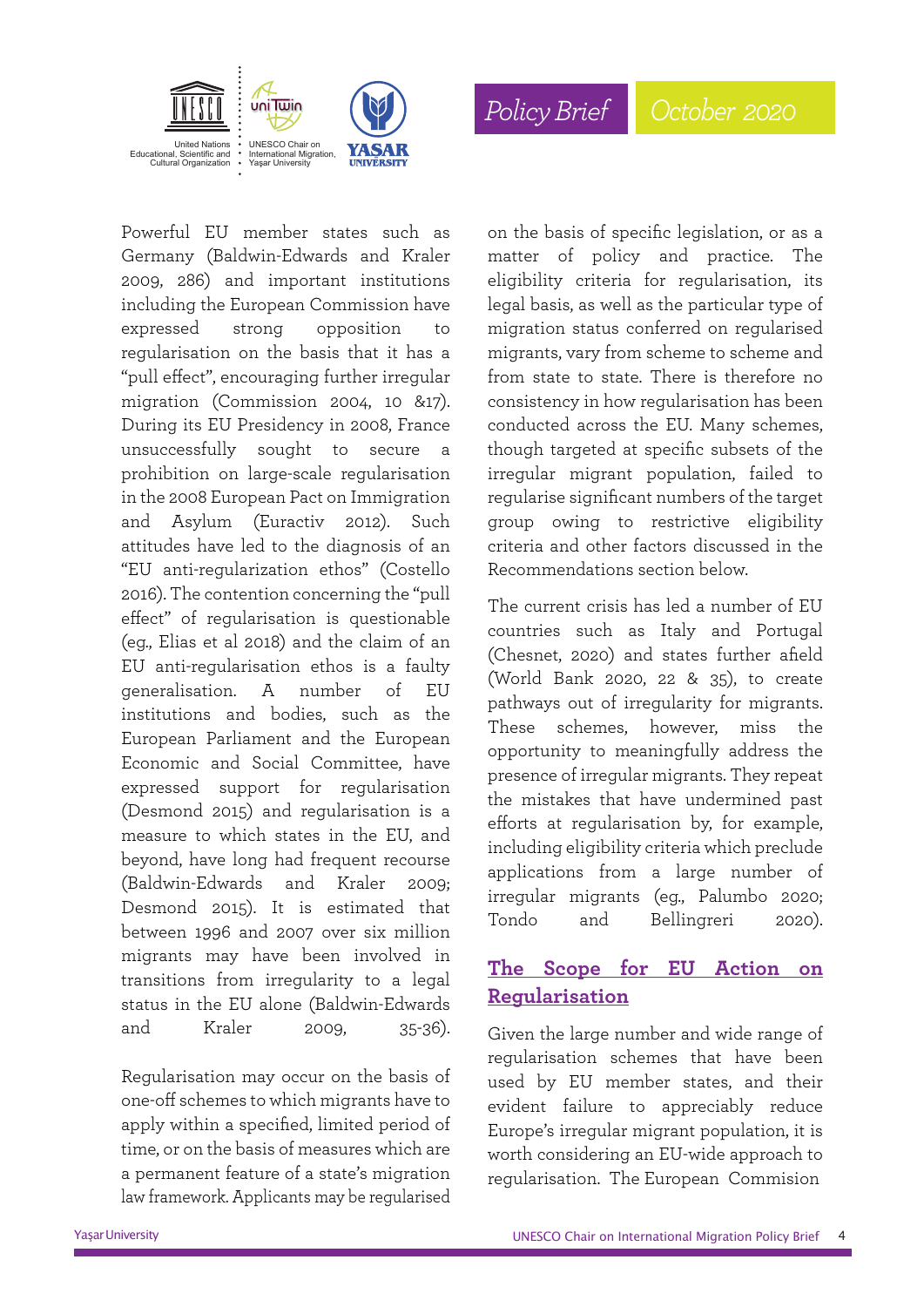Powerful EU member states such as Germany (Baldwin-Edwards and Kraler 2009, 286) and important institutions including the European Commission have expressed strong opposition to regularisation on the basis that it has a "pull effect", encouraging further irregular migration (Commission 2004, 10 &17). During its EU Presidency in 2008, France unsuccessfully sought to secure a prohibition on large-scale regularisation in the 2008 European Pact on Immigration and Asylum (Euractiv 2012). Such attitudes have led to the diagnosis of an "EU anti-regularization ethos" (Costello 2016). The contention concerning the "pull effect" of regularisation is questionable (eg., Elias et al 2018) and the claim of an EU anti-regularisation ethos is a faulty generalisation. A number of EU institutions and bodies, such as the European Parliament and the European Economic and Social Committee, have expressed support for regularisation (Desmond 2015) and regularisation is a measure to which states in the EU, and beyond, have long had frequent recourse (Baldwin-Edwards and Kraler 2009; Desmond 2015). It is estimated that between 1996 and 2007 over six million migrants may have been involved in transitions from irregularity to a legal status in the EU alone (Baldwin-Edwards and Kraler 2009, 35-36).

Regularisation may occur on the basis of one-off schemes to which migrants have to apply within a specified, limited period of time, or on the basis of measures which are a permanent feature of a state's migration law framework. Applicants may be regularised on the basis of specific legislation, or as a matter of policy and practice. The eligibility criteria for regularisation, its legal basis, as well as the particular type of migration status conferred on regularised migrants, vary from scheme to scheme and from state to state. There is therefore no consistency in how regularisation has been conducted across the EU. Many schemes, though targeted at specific subsets of the irregular migrant population, failed to regularise significant numbers of the target group owing to restrictive eligibility criteria and other factors discussed in the Recommendations section below.

The current crisis has led a number of EU countries such as Italy and Portugal (Chesnet, 2020) and states further afield (World Bank 2020, 22 & 35), to create pathways out of irregularity for migrants. These schemes, however, miss the opportunity to meaningfully address the presence of irregular migrants. They repeat the mistakes that have undermined past efforts at regularisation by, for example, including eligibility criteria which preclude applications from a large number of irregular migrants (eg., Palumbo 2020; Tondo and Bellingreri 2020).

## The Scope for EU Action on Regularisation

Given the large number and wide range of regularisation schemes that have been used by EU member states, and their evident failure to appreciably reduce Europe's irregular migrant population, it is worth considering an EU-wide approach to regularisation. The European Commision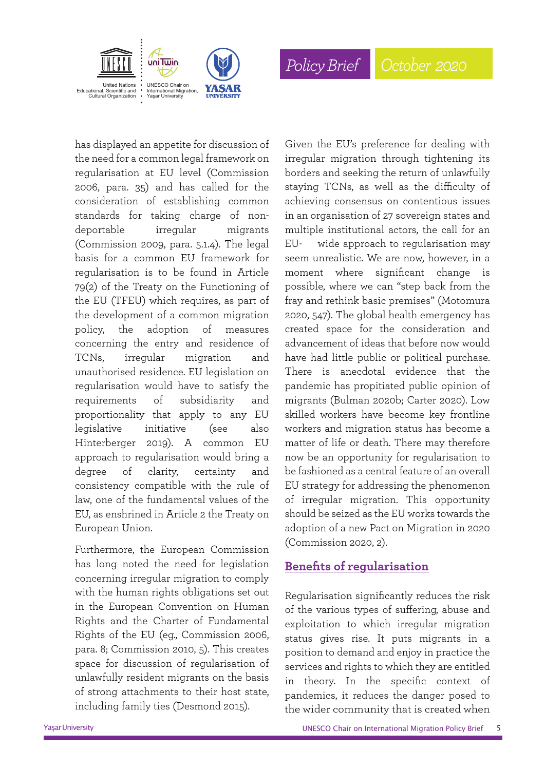has displayed an appetite for discussion of the need for a common legal framework on regularisation at EU level (Commission 2006, para. 35) and has called for the consideration of establishing common standards for taking charge of non-deportable irregular migrants (Commission 2009, para. 5.1.4). The legal basis for a common EU framework for regularisation is to be found in Article 79(2) of the Treaty on the Functioning of the EU (TFEU) which requires, as part of the development of a common migration policy, the adoption of measures concerning the entry and residence of TCNs, irregular migration and unauthorised residence. EU legislation on regularisation would have to satisfy the requirements of subsidiarity and proportionality that apply to any EU legislative initiative (see also Hinterberger 2019). A common EU approach to regularisation would bring a degree of clarity, certainty and consistency compatible with the rule of law, one of the fundamental values of the EU, as enshrined in Article 2 the Treaty on European Union.

Furthermore, the European Commission has long noted the need for legislation concerning irregular migration to comply with the human rights obligations set out in the European Convention on Human Rights and the Charter of Fundamental Rights of the EU (eg., Commission 2006, para. 8; Commission 2010, 5). This creates space for discussion of regularisation of unlawfully resident migrants on the basis of strong attachments to their host state, including family ties (Desmond 2015).

Given the EU's preference for dealing with irregular migration through tightening its borders and seeking the return of unlawfully staying TCNs, as well as the difficulty of achieving consensus on contentious issues in an organisation of 27 sovereign states and multiple institutional actors, the call for an EU- wide approach to regularisation may seem unrealistic. We are now, however, in a moment where significant change is possible, where we can "step back from the fray and rethink basic premises" (Motomura 2020, 547). The global health emergency has created space for the consideration and advancement of ideas that before now would have had little public or political purchase. There is anecdotal evidence that the pandemic has propitiated public opinion of migrants (Bulman 2020b; Carter 2020). Low skilled workers have become key frontline workers and migration status has become a matter of life or death. There may therefore now be an opportunity for regularisation to be fashioned as a central feature of an overall EU strategy for addressing the phenomenon of irregular migration. This opportunity should be seized as the EU works towards the adoption of a new Pact on Migration in 2020 (Commission 2020, 2).

## Benefits of regularisation

Regularisation significantly reduces the risk of the various types of suffering, abuse and exploitation to which irregular migration status gives rise. It puts migrants in a position to demand and enjoy in practice the services and rights to which they are entitled in theory. In the specific context of pandemics, it reduces the danger posed to the wider community that is created when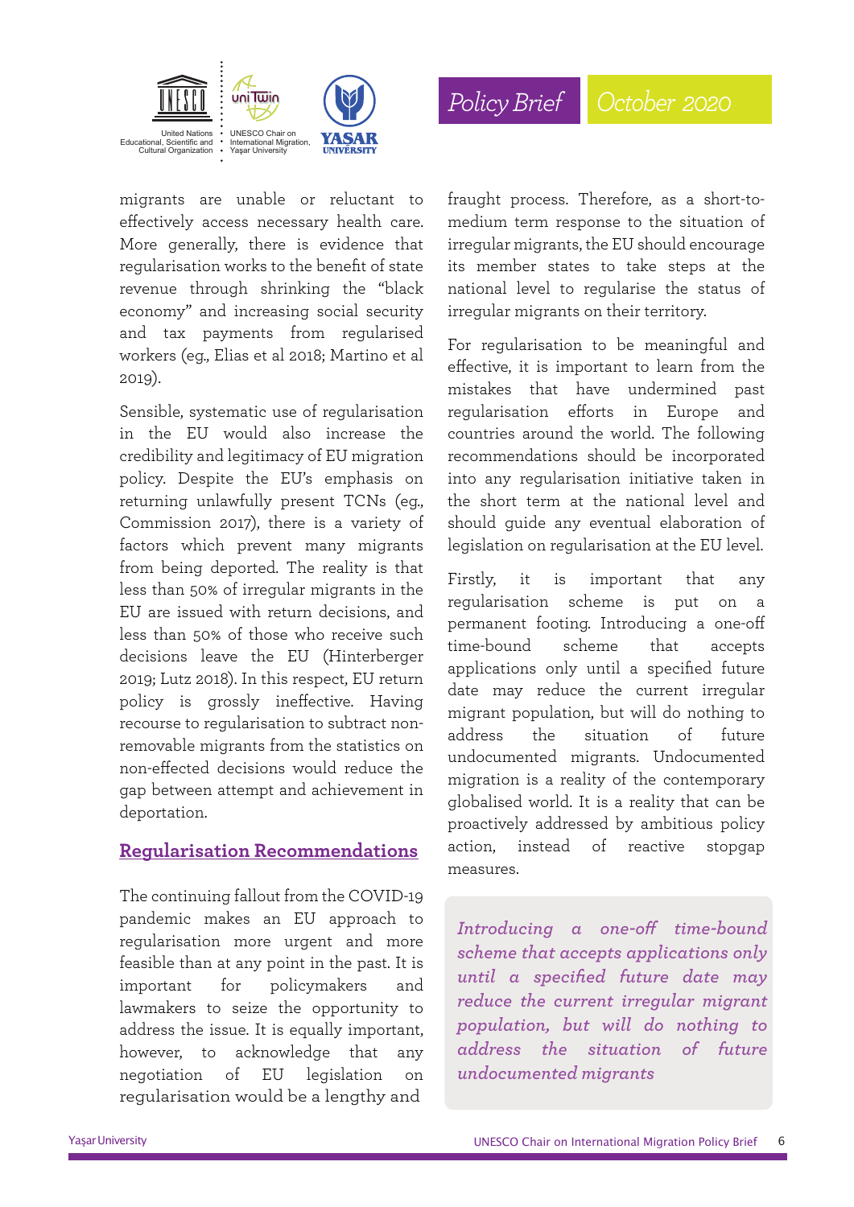migrants are unable or reluctant to effectively access necessary health care. More generally, there is evidence that regularisation works to the benefit of state revenue through shrinking the "black economy" and increasing social security and tax payments from regularised workers (eg., Elias et al 2018; Martino et al 2019).

Sensible, systematic use of regularisation in the EU would also increase the credibility and legitimacy of EU migration policy. Despite the EU's emphasis on returning unlawfully present TCNs (eg., Commission 2017), there is a variety of factors which prevent many migrants from being deported. The reality is that less than 50% of irregular migrants in the EU are issued with return decisions, and less than 50% of those who receive such decisions leave the EU (Hinterberger 2019; Lutz 2018). In this respect, EU return policy is grossly ineffective. Having recourse to regularisation to subtract non-removable migrants from the statistics on non-effected decisions would reduce the gap between attempt and achievement in deportation.

## Regularisation Recommendations

The continuing fallout from the COVID-19 pandemic makes an EU approach to regularisation more urgent and more feasible than at any point in the past. It is important for policymakers and lawmakers to seize the opportunity to address the issue. It is equally important, however, to acknowledge that any negotiation of EU legislation on regularisation would be a lengthy and fraught process. Therefore, as a short-to-medium term response to the situation of irregular migrants, the EU should encourage its member states to take steps at the national level to regularise the status of irregular migrants on their territory.

For regularisation to be meaningful and effective, it is important to learn from the mistakes that have undermined past regularisation efforts in Europe and countries around the world. The following recommendations should be incorporated into any regularisation initiative taken in the short term at the national level and should guide any eventual elaboration of legislation on regularisation at the EU level.

Firstly, it is important that any regularisation scheme is put on a permanent footing. Introducing a one-off time-bound scheme that accepts applications only until a specified future date may reduce the current irregular migrant population, but will do nothing to address the situation of future undocumented migrants. Undocumented migration is a reality of the contemporary globalised world. It is a reality that can be proactively addressed by ambitious policy action, instead of reactive stopgap measures.

> *Introducing a one-off time-bound scheme that accepts applications only until a specified future date may reduce the current irregular migrant population, but will do nothing to address the situation of future undocumented migrants*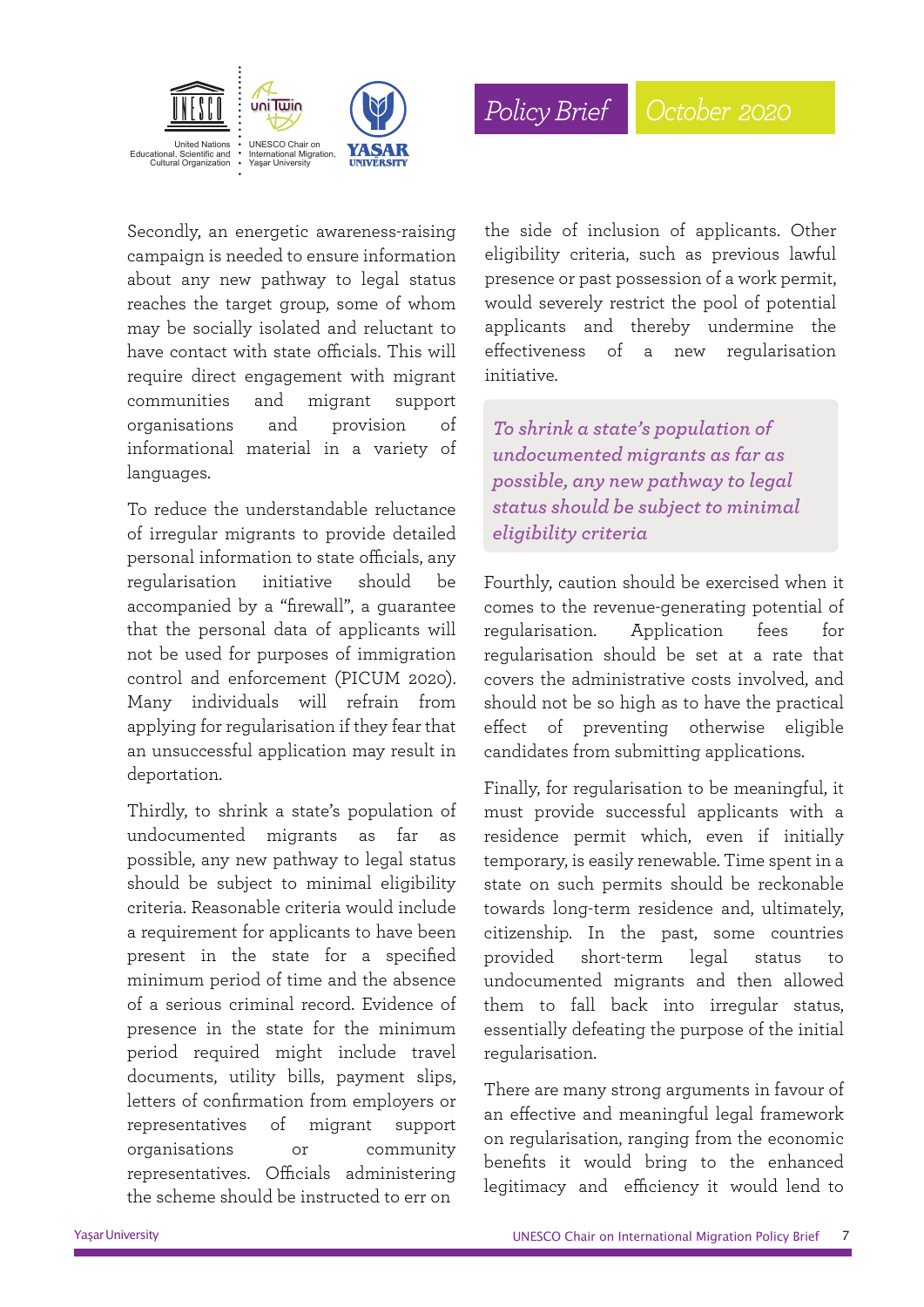Secondly, an energetic awareness-raising campaign is needed to ensure information about any new pathway to legal status reaches the target group, some of whom may be socially isolated and reluctant to have contact with state officials. This will require direct engagement with migrant communities and migrant support organisations and provision of informational material in a variety of languages.

To reduce the understandable reluctance of irregular migrants to provide detailed personal information to state officials, any regularisation initiative should be accompanied by a "firewall", a guarantee that the personal data of applicants will not be used for purposes of immigration control and enforcement (PICUM 2020). Many individuals will refrain from applying for regularisation if they fear that an unsuccessful application may result in deportation.

Thirdly, to shrink a state's population of undocumented migrants as far as possible, any new pathway to legal status should be subject to minimal eligibility criteria. Reasonable criteria would include a requirement for applicants to have been present in the state for a specified minimum period of time and the absence of a serious criminal record. Evidence of presence in the state for the minimum period required might include travel documents, utility bills, payment slips, letters of confirmation from employers or representatives of migrant support organisations or community representatives. Officials administering the scheme should be instructed to err on the side of inclusion of applicants. Other eligibility criteria, such as previous lawful presence or past possession of a work permit, would severely restrict the pool of potential applicants and thereby undermine the effectiveness of a new regularisation initiative.

> *To shrink a state's population of undocumented migrants as far as possible, any new pathway to legal status should be subject to minimal eligibility criteria*

Fourthly, caution should be exercised when it comes to the revenue-generating potential of regularisation. Application fees for regularisation should be set at a rate that covers the administrative costs involved, and should not be so high as to have the practical effect of preventing otherwise eligible candidates from submitting applications.

Finally, for regularisation to be meaningful, it must provide successful applicants with a residence permit which, even if initially temporary, is easily renewable. Time spent in a state on such permits should be reckonable towards long-term residence and, ultimately, citizenship. In the past, some countries provided short-term legal status to undocumented migrants and then allowed them to fall back into irregular status, essentially defeating the purpose of the initial regularisation.

There are many strong arguments in favour of an effective and meaningful legal framework on regularisation, ranging from the economic benefits it would bring to the enhanced legitimacy and efficiency it would lend to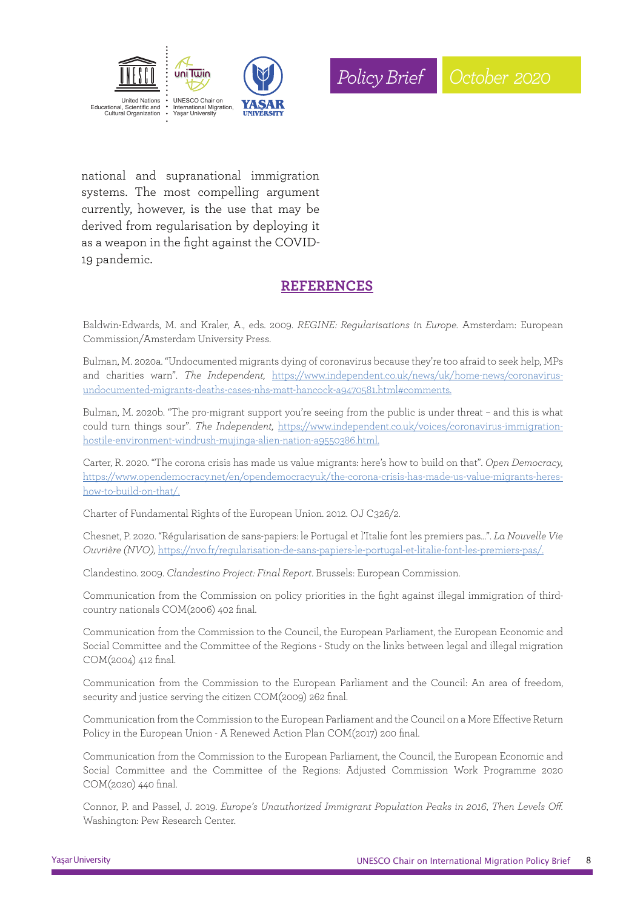national and supranational immigration systems. The most compelling argument currently, however, is the use that may be derived from regularisation by deploying it as a weapon in the fight against the COVID-19 pandemic.

## REFERENCES

Baldwin-Edwards, M. and Kraler, A., eds. 2009. *REGINE: Regularisations in Europe*. Amsterdam: European Commission/Amsterdam University Press.

Bulman, M. 2020a. "Undocumented migrants dying of coronavirus because they're too afraid to seek help, MPs and charities warn". *The Independent,* https://www.independent.co.uk/news/uk/home-news/coronavirus-undocumented-migrants-deaths-cases-nhs-matt-hancock-a9470581.html#comments.

Bulman, M. 2020b. "The pro-migrant support you're seeing from the public is under threat – and this is what could turn things sour". *The Independent,* https://www.independent.co.uk/voices/coronavirus-immigration-hostile-environment-windrush-mujinga-alien-nation-a9550386.html.

Carter, R. 2020. "The corona crisis has made us value migrants: here's how to build on that". *Open Democracy,* https://www.opendemocracy.net/en/opendemocracyuk/the-corona-crisis-has-made-us-value-migrants-heres-how-to-build-on-that/.

Charter of Fundamental Rights of the European Union. 2012. OJ C326/2.

Chesnet, P. 2020. "Régularisation de sans-papiers: le Portugal et l'Italie font les premiers pas…". *La Nouvelle Vie Ouvrière (NVO),* https://nvo.fr/regularisation-de-sans-papiers-le-portugal-et-litalie-font-les-premiers-pas/.

Clandestino. 2009. *Clandestino Project: Final Report*. Brussels: European Commission.

Communication from the Commission on policy priorities in the fight against illegal immigration of third-country nationals COM(2006) 402 final.

Communication from the Commission to the Council, the European Parliament, the European Economic and Social Committee and the Committee of the Regions - Study on the links between legal and illegal migration COM(2004) 412 final.

Communication from the Commission to the European Parliament and the Council: An area of freedom, security and justice serving the citizen COM(2009) 262 final.

Communication from the Commission to the European Parliament and the Council on a More Effective Return Policy in the European Union - A Renewed Action Plan COM(2017) 200 final.

Communication from the Commission to the European Parliament, the Council, the European Economic and Social Committee and the Committee of the Regions: Adjusted Commission Work Programme 2020 COM(2020) 440 final.

Connor, P. and Passel, J. 2019. *Europe's Unauthorized Immigrant Population Peaks in 2016, Then Levels Off.* Washington: Pew Research Center.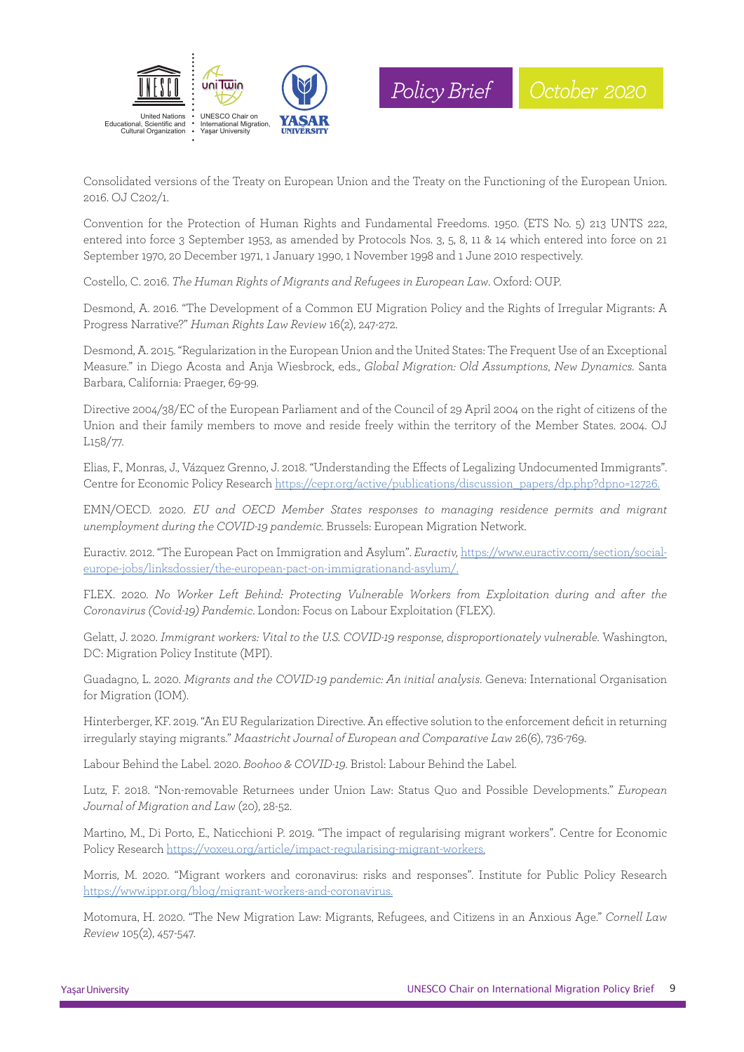Consolidated versions of the Treaty on European Union and the Treaty on the Functioning of the European Union. 2016. OJ C202/1.

Convention for the Protection of Human Rights and Fundamental Freedoms. 1950. (ETS No. 5) 213 UNTS 222, entered into force 3 September 1953, as amended by Protocols Nos. 3, 5, 8, 11 & 14 which entered into force on 21 September 1970, 20 December 1971, 1 January 1990, 1 November 1998 and 1 June 2010 respectively.

Costello, C. 2016. *The Human Rights of Migrants and Refugees in European Law*. Oxford: OUP.

Desmond, A. 2016. "The Development of a Common EU Migration Policy and the Rights of Irregular Migrants: A Progress Narrative?" *Human Rights Law Review* 16(2), 247-272.

Desmond, A. 2015. "Regularization in the European Union and the United States: The Frequent Use of an Exceptional Measure." in Diego Acosta and Anja Wiesbrock, eds., *Global Migration: Old Assumptions, New Dynamics*. Santa Barbara, California: Praeger, 69-99.

Directive 2004/38/EC of the European Parliament and of the Council of 29 April 2004 on the right of citizens of the Union and their family members to move and reside freely within the territory of the Member States. 2004. OJ L158/77.

Elias, F., Monras, J., Vázquez Grenno, J. 2018. "Understanding the Effects of Legalizing Undocumented Immigrants". Centre for Economic Policy Research https://cepr.org/active/publications/discussion_papers/dp.php?dpno=12726.

EMN/OECD. 2020. *EU and OECD Member States responses to managing residence permits and migrant unemployment during the COVID-19 pandemic*. Brussels: European Migration Network.

Euractiv. 2012. "The European Pact on Immigration and Asylum". *Euractiv,* https://www.euractiv.com/section/social-europe-jobs/linksdossier/the-european-pact-on-immigrationand-asylum/.

FLEX. 2020. *No Worker Left Behind: Protecting Vulnerable Workers from Exploitation during and after the Coronavirus (Covid-19) Pandemic*. London: Focus on Labour Exploitation (FLEX).

Gelatt, J. 2020. *Immigrant workers: Vital to the U.S. COVID-19 response, disproportionately vulnerable*. Washington, DC: Migration Policy Institute (MPI).

Guadagno, L. 2020. *Migrants and the COVID-19 pandemic: An initial analysis*. Geneva: International Organisation for Migration (IOM).

Hinterberger, KF. 2019. "An EU Regularization Directive. An effective solution to the enforcement deficit in returning irregularly staying migrants." *Maastricht Journal of European and Comparative Law* 26(6), 736-769.

Labour Behind the Label. 2020. *Boohoo & COVID-19*. Bristol: Labour Behind the Label.

Lutz, F. 2018. "Non-removable Returnees under Union Law: Status Quo and Possible Developments." *European Journal of Migration and Law* (20), 28-52.

Martino, M., Di Porto, E., Naticchioni P. 2019. "The impact of regularising migrant workers". Centre for Economic Policy Research https://voxeu.org/article/impact-regularising-migrant-workers.

Morris, M. 2020. "Migrant workers and coronavirus: risks and responses". Institute for Public Policy Research https://www.ippr.org/blog/migrant-workers-and-coronavirus.

Motomura, H. 2020. "The New Migration Law: Migrants, Refugees, and Citizens in an Anxious Age." *Cornell Law Review* 105(2), 457-547.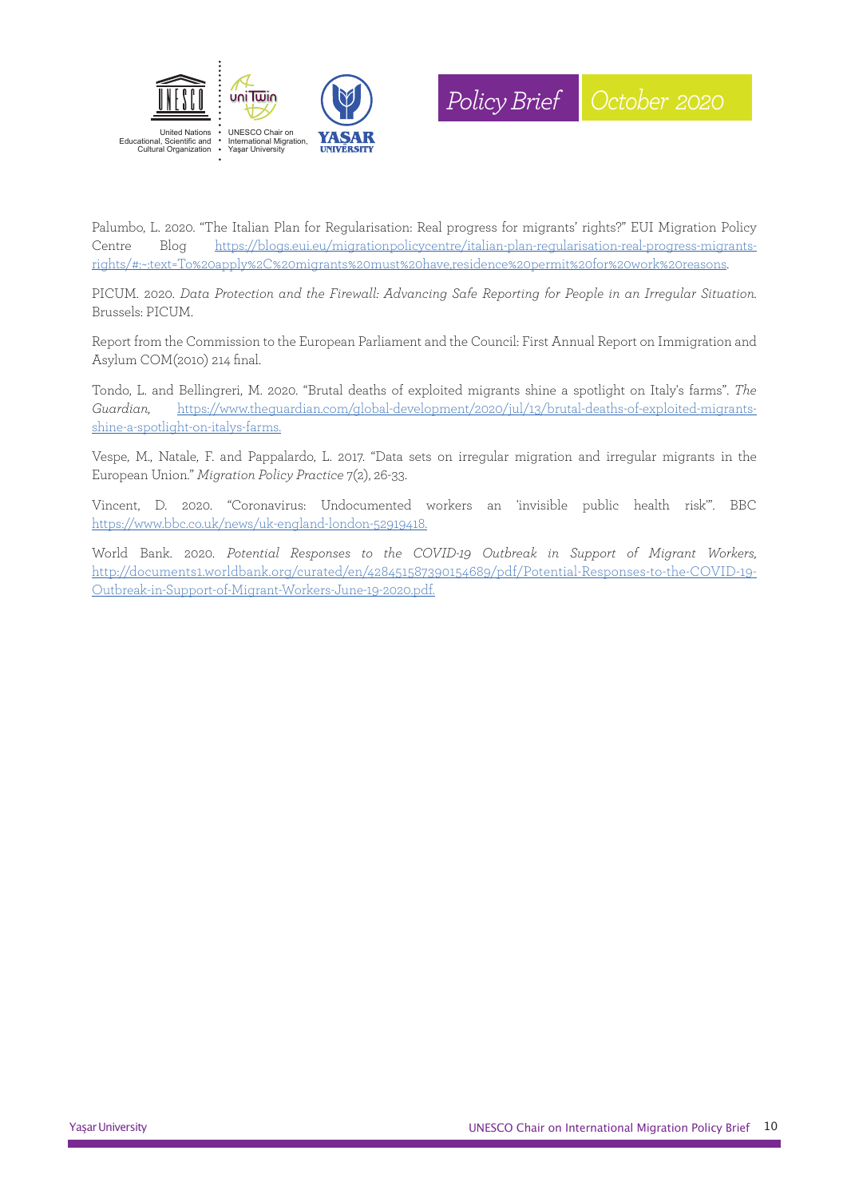Palumbo, L. 2020. "The Italian Plan for Regularisation: Real progress for migrants' rights?" EUI Migration Policy Centre Blog https://blogs.eui.eu/migrationpolicycentre/italian-plan-regularisation-real-progress-migrants-rights/#:~:text=To%20apply%2C%20migrants%20must%20have,residence%20permit%20for%20work%20reasons.

PICUM. 2020. *Data Protection and the Firewall: Advancing Safe Reporting for People in an Irregular Situation.* Brussels: PICUM.

Report from the Commission to the European Parliament and the Council: First Annual Report on Immigration and Asylum COM(2010) 214 final.

Tondo, L. and Bellingreri, M. 2020. "Brutal deaths of exploited migrants shine a spotlight on Italy's farms". *The Guardian,* https://www.theguardian.com/global-development/2020/jul/13/brutal-deaths-of-exploited-migrants-shine-a-spotlight-on-italys-farms.

Vespe, M., Natale, F. and Pappalardo, L. 2017. "Data sets on irregular migration and irregular migrants in the European Union." *Migration Policy Practice* 7(2), 26-33.

Vincent, D. 2020. "Coronavirus: Undocumented workers an 'invisible public health risk'". BBC https://www.bbc.co.uk/news/uk-england-london-52919418.

World Bank. 2020. *Potential Responses to the COVID-19 Outbreak in Support of Migrant Workers,* http://documents1.worldbank.org/curated/en/428451587390154689/pdf/Potential-Responses-to-the-COVID-19-Outbreak-in-Support-of-Migrant-Workers-June-19-2020.pdf.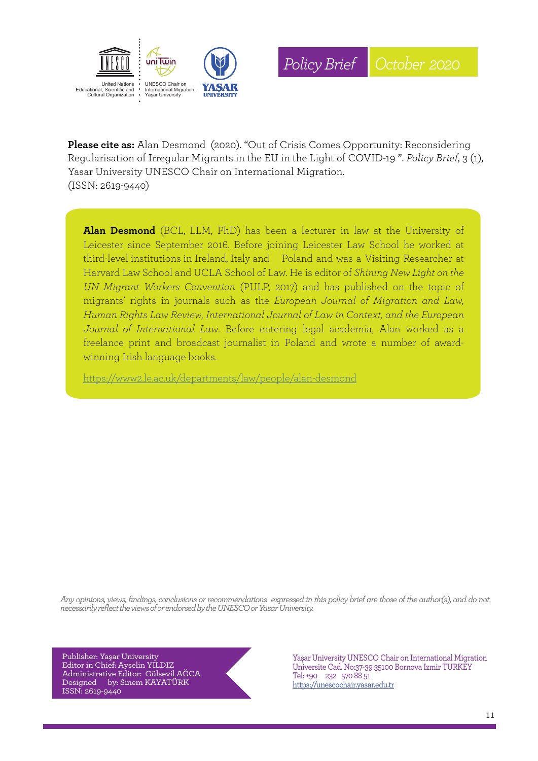United Nations Educational, Scientific and Cultural Organization

UNESCO Chair on International Migration, Yaşar University

YAŞAR UNIVERSITY

Policy Brief October 2020

**Please cite as:** Alan Desmond (2020). "Out of Crisis Comes Opportunity: Reconsidering Regularisation of Irregular Migrants in the EU in the Light of COVID-19 ". *Policy Brief*, 3 (1), Yasar University UNESCO Chair on International Migration.
(ISSN: 2619-9440)

**Alan Desmond** (BCL, LLM, PhD) has been a lecturer in law at the University of Leicester since September 2016. Before joining Leicester Law School he worked at third-level institutions in Ireland, Italy and Poland and was a Visiting Researcher at Harvard Law School and UCLA School of Law. He is editor of *Shining New Light on the UN Migrant Workers Convention* (PULP, 2017) and has published on the topic of migrants' rights in journals such as the *European Journal of Migration and Law, Human Rights Law Review, International Journal of Law in Context, and the European Journal of International Law*. Before entering legal academia, Alan worked as a freelance print and broadcast journalist in Poland and wrote a number of award-winning Irish language books.

https://www2.le.ac.uk/departments/law/people/alan-desmond

*Any opinions, views, findings, conclusions or recommendations expressed in this policy brief are those of the author(s), and do not necessarily reflect the views of or endorsed by the UNESCO or Yasar University.*

Publisher: Yaşar University
Editor in Chief: Ayselin YILDIZ
Administrative Editor: Gülsevil AĞCA
Designed by: Sinem KAYATÜRK
ISSN: 2619-9440

Yaşar University UNESCO Chair on International Migration
Universite Cad. No:37-39 35100 Bornova Izmir TURKEY
Tel: +90 232 570 88 51
https://unescochair.yasar.edu.tr